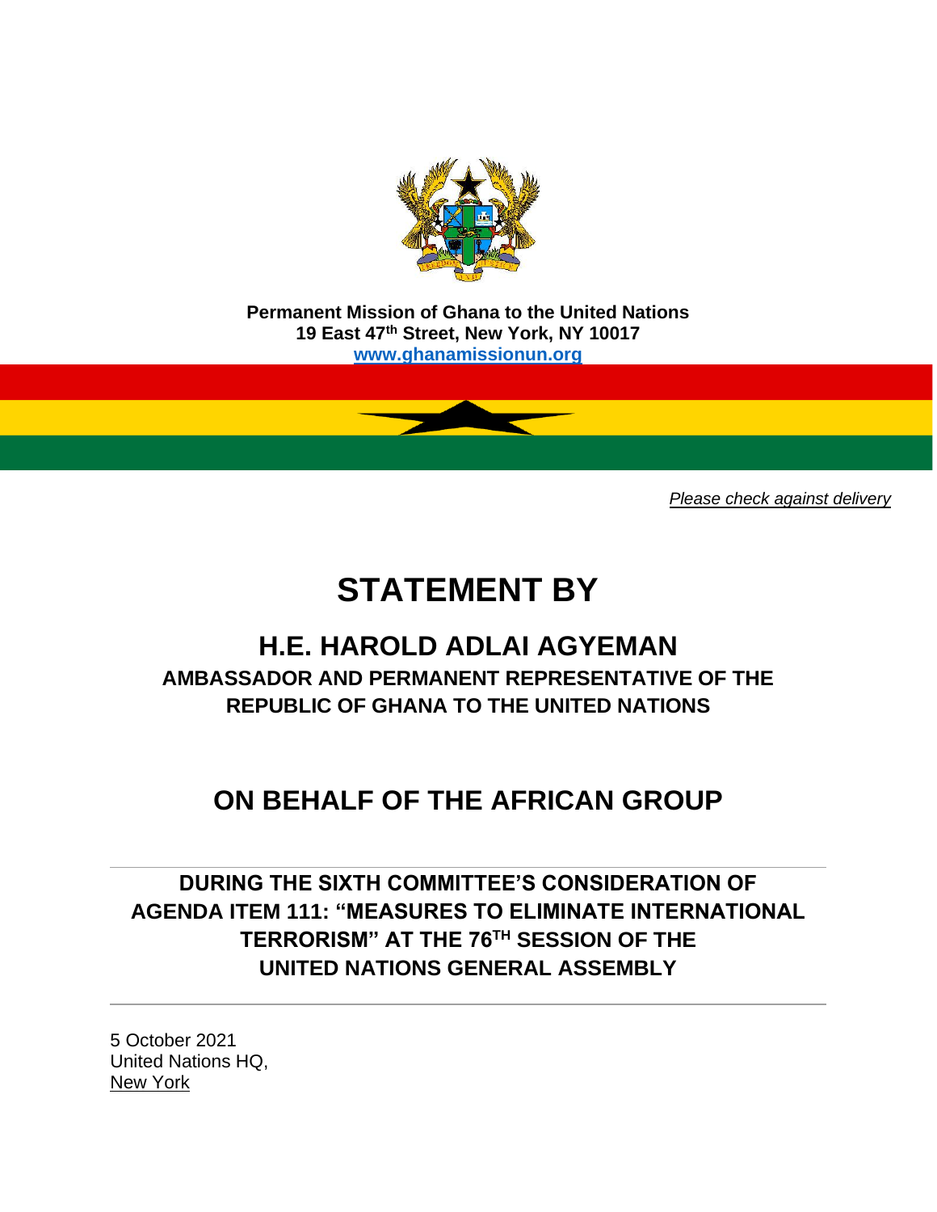**Permanent Mission of Ghana to the United Nations**
**19 East 47th Street, New York, NY 10017**
**www.ghanamissionun.org**

*Please check against delivery*

# STATEMENT BY

## H.E. HAROLD ADLAI AGYEMAN

**AMBASSADOR AND PERMANENT REPRESENTATIVE OF THE REPUBLIC OF GHANA TO THE UNITED NATIONS**

## ON BEHALF OF THE AFRICAN GROUP

**DURING THE SIXTH COMMITTEE'S CONSIDERATION OF AGENDA ITEM 111: "MEASURES TO ELIMINATE INTERNATIONAL TERRORISM" AT THE 76TH SESSION OF THE UNITED NATIONS GENERAL ASSEMBLY**

5 October 2021
United Nations HQ,
New York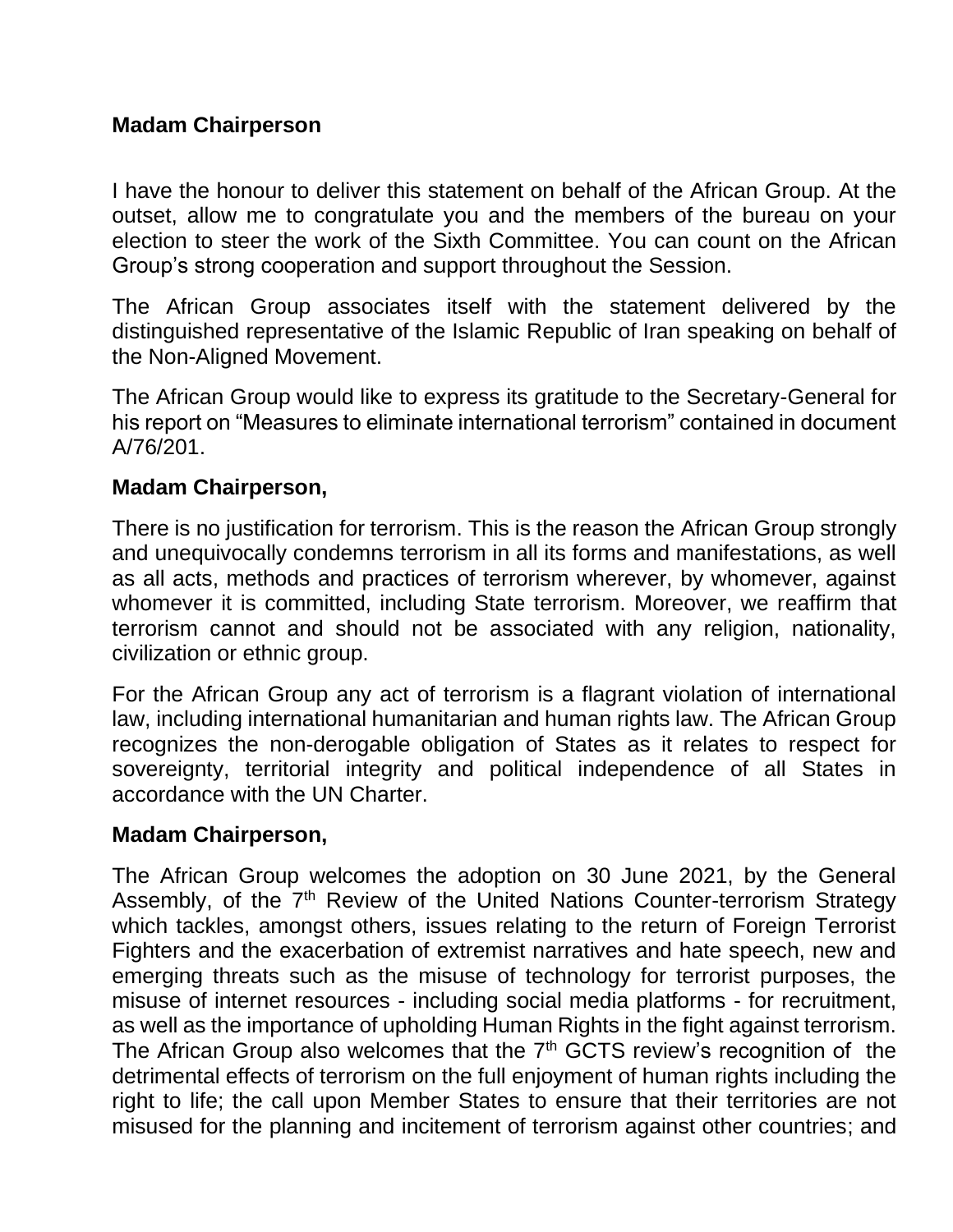**Madam Chairperson**

I have the honour to deliver this statement on behalf of the African Group. At the outset, allow me to congratulate you and the members of the bureau on your election to steer the work of the Sixth Committee. You can count on the African Group's strong cooperation and support throughout the Session.

The African Group associates itself with the statement delivered by the distinguished representative of the Islamic Republic of Iran speaking on behalf of the Non-Aligned Movement.

The African Group would like to express its gratitude to the Secretary-General for his report on "Measures to eliminate international terrorism" contained in document A/76/201.

**Madam Chairperson,**

There is no justification for terrorism. This is the reason the African Group strongly and unequivocally condemns terrorism in all its forms and manifestations, as well as all acts, methods and practices of terrorism wherever, by whomever, against whomever it is committed, including State terrorism. Moreover, we reaffirm that terrorism cannot and should not be associated with any religion, nationality, civilization or ethnic group.

For the African Group any act of terrorism is a flagrant violation of international law, including international humanitarian and human rights law. The African Group recognizes the non-derogable obligation of States as it relates to respect for sovereignty, territorial integrity and political independence of all States in accordance with the UN Charter.

**Madam Chairperson,**

The African Group welcomes the adoption on 30 June 2021, by the General Assembly, of the 7th Review of the United Nations Counter-terrorism Strategy which tackles, amongst others, issues relating to the return of Foreign Terrorist Fighters and the exacerbation of extremist narratives and hate speech, new and emerging threats such as the misuse of technology for terrorist purposes, the misuse of internet resources - including social media platforms - for recruitment, as well as the importance of upholding Human Rights in the fight against terrorism. The African Group also welcomes that the 7th GCTS review's recognition of the detrimental effects of terrorism on the full enjoyment of human rights including the right to life; the call upon Member States to ensure that their territories are not misused for the planning and incitement of terrorism against other countries; and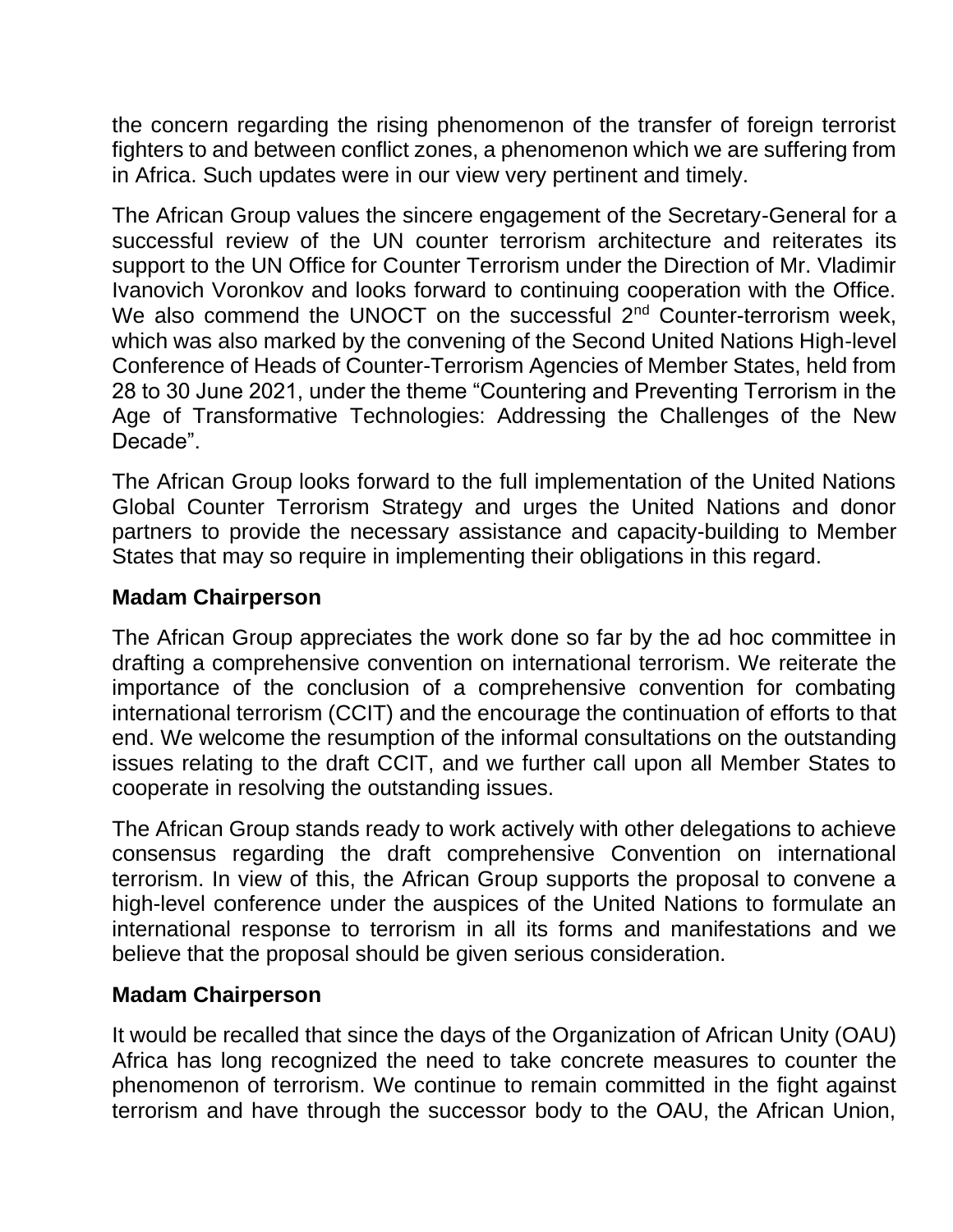the concern regarding the rising phenomenon of the transfer of foreign terrorist fighters to and between conflict zones, a phenomenon which we are suffering from in Africa. Such updates were in our view very pertinent and timely.

The African Group values the sincere engagement of the Secretary-General for a successful review of the UN counter terrorism architecture and reiterates its support to the UN Office for Counter Terrorism under the Direction of Mr. Vladimir Ivanovich Voronkov and looks forward to continuing cooperation with the Office. We also commend the UNOCT on the successful 2nd Counter-terrorism week, which was also marked by the convening of the Second United Nations High-level Conference of Heads of Counter-Terrorism Agencies of Member States, held from 28 to 30 June 2021, under the theme "Countering and Preventing Terrorism in the Age of Transformative Technologies: Addressing the Challenges of the New Decade".

The African Group looks forward to the full implementation of the United Nations Global Counter Terrorism Strategy and urges the United Nations and donor partners to provide the necessary assistance and capacity-building to Member States that may so require in implementing their obligations in this regard.

**Madam Chairperson**

The African Group appreciates the work done so far by the ad hoc committee in drafting a comprehensive convention on international terrorism. We reiterate the importance of the conclusion of a comprehensive convention for combating international terrorism (CCIT) and the encourage the continuation of efforts to that end. We welcome the resumption of the informal consultations on the outstanding issues relating to the draft CCIT, and we further call upon all Member States to cooperate in resolving the outstanding issues.

The African Group stands ready to work actively with other delegations to achieve consensus regarding the draft comprehensive Convention on international terrorism. In view of this, the African Group supports the proposal to convene a high-level conference under the auspices of the United Nations to formulate an international response to terrorism in all its forms and manifestations and we believe that the proposal should be given serious consideration.

**Madam Chairperson**

It would be recalled that since the days of the Organization of African Unity (OAU) Africa has long recognized the need to take concrete measures to counter the phenomenon of terrorism. We continue to remain committed in the fight against terrorism and have through the successor body to the OAU, the African Union,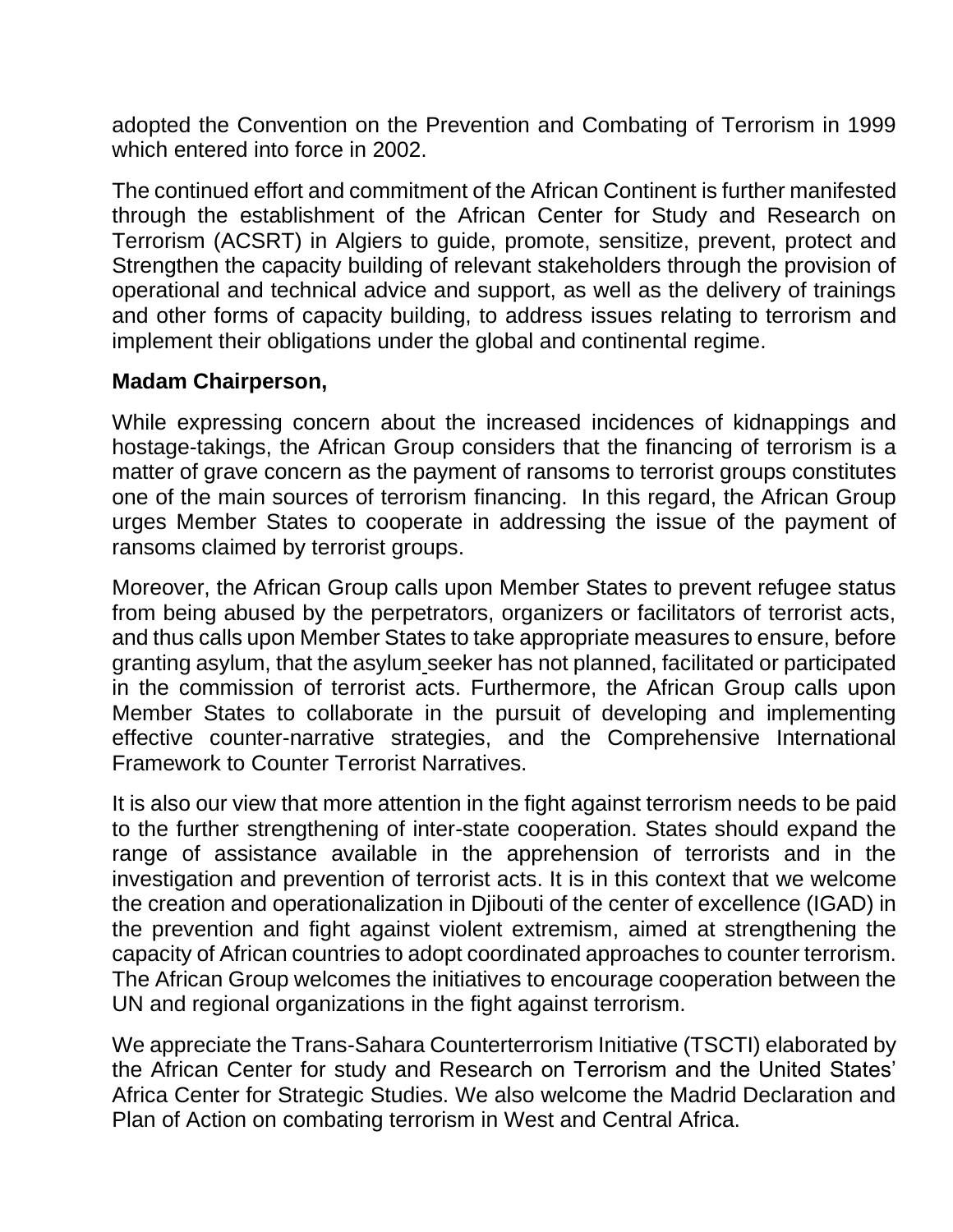adopted the Convention on the Prevention and Combating of Terrorism in 1999 which entered into force in 2002.

The continued effort and commitment of the African Continent is further manifested through the establishment of the African Center for Study and Research on Terrorism (ACSRT) in Algiers to guide, promote, sensitize, prevent, protect and Strengthen the capacity building of relevant stakeholders through the provision of operational and technical advice and support, as well as the delivery of trainings and other forms of capacity building, to address issues relating to terrorism and implement their obligations under the global and continental regime.

**Madam Chairperson,**

While expressing concern about the increased incidences of kidnappings and hostage-takings, the African Group considers that the financing of terrorism is a matter of grave concern as the payment of ransoms to terrorist groups constitutes one of the main sources of terrorism financing. In this regard, the African Group urges Member States to cooperate in addressing the issue of the payment of ransoms claimed by terrorist groups.

Moreover, the African Group calls upon Member States to prevent refugee status from being abused by the perpetrators, organizers or facilitators of terrorist acts, and thus calls upon Member States to take appropriate measures to ensure, before granting asylum, that the asylum seeker has not planned, facilitated or participated in the commission of terrorist acts. Furthermore, the African Group calls upon Member States to collaborate in the pursuit of developing and implementing effective counter-narrative strategies, and the Comprehensive International Framework to Counter Terrorist Narratives.

It is also our view that more attention in the fight against terrorism needs to be paid to the further strengthening of inter-state cooperation. States should expand the range of assistance available in the apprehension of terrorists and in the investigation and prevention of terrorist acts. It is in this context that we welcome the creation and operationalization in Djibouti of the center of excellence (IGAD) in the prevention and fight against violent extremism, aimed at strengthening the capacity of African countries to adopt coordinated approaches to counter terrorism. The African Group welcomes the initiatives to encourage cooperation between the UN and regional organizations in the fight against terrorism.

We appreciate the Trans-Sahara Counterterrorism Initiative (TSCTI) elaborated by the African Center for study and Research on Terrorism and the United States' Africa Center for Strategic Studies. We also welcome the Madrid Declaration and Plan of Action on combating terrorism in West and Central Africa.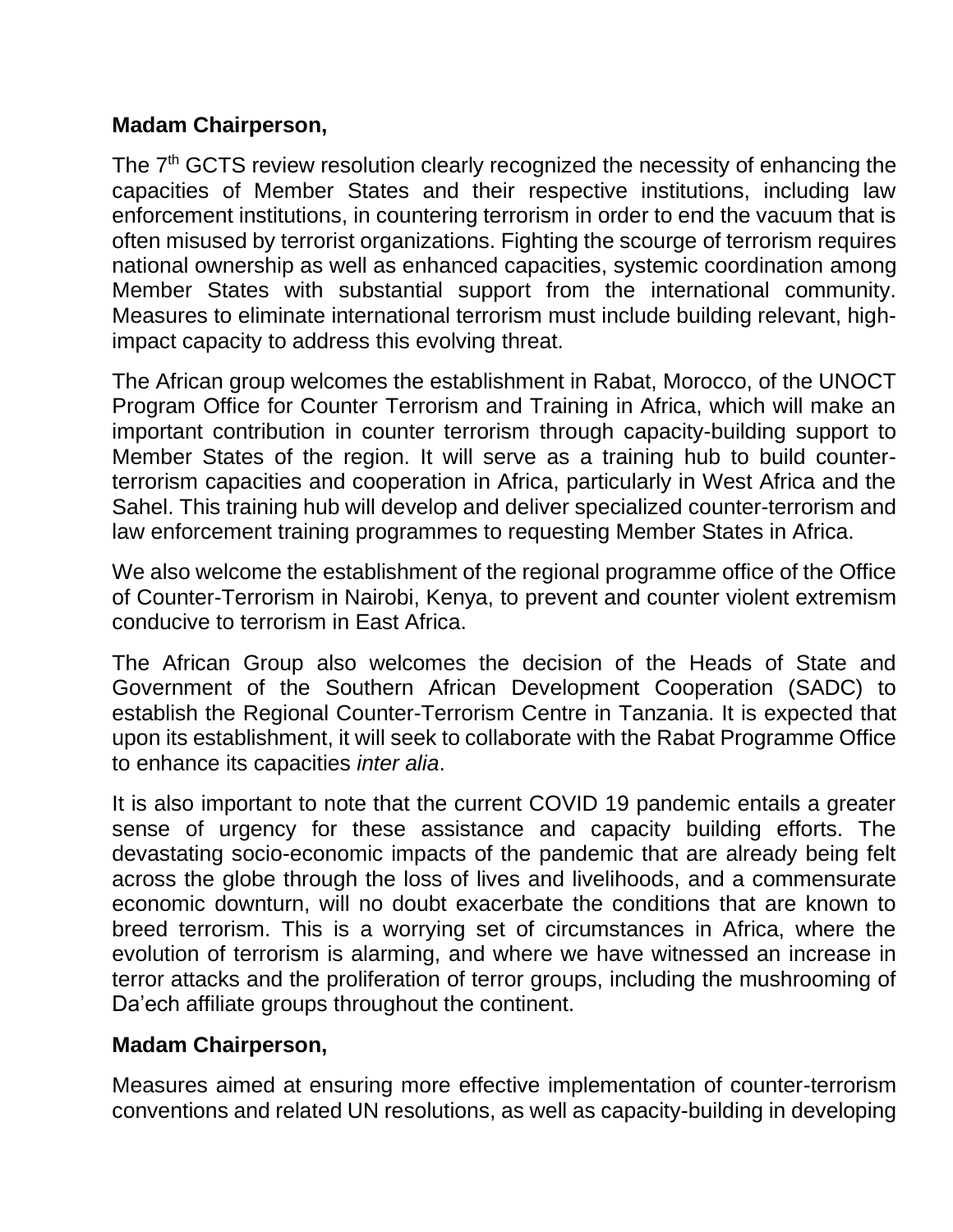**Madam Chairperson,**

The 7th GCTS review resolution clearly recognized the necessity of enhancing the capacities of Member States and their respective institutions, including law enforcement institutions, in countering terrorism in order to end the vacuum that is often misused by terrorist organizations. Fighting the scourge of terrorism requires national ownership as well as enhanced capacities, systemic coordination among Member States with substantial support from the international community. Measures to eliminate international terrorism must include building relevant, high-impact capacity to address this evolving threat.

The African group welcomes the establishment in Rabat, Morocco, of the UNOCT Program Office for Counter Terrorism and Training in Africa, which will make an important contribution in counter terrorism through capacity-building support to Member States of the region. It will serve as a training hub to build counter-terrorism capacities and cooperation in Africa, particularly in West Africa and the Sahel. This training hub will develop and deliver specialized counter-terrorism and law enforcement training programmes to requesting Member States in Africa.

We also welcome the establishment of the regional programme office of the Office of Counter-Terrorism in Nairobi, Kenya, to prevent and counter violent extremism conducive to terrorism in East Africa.

The African Group also welcomes the decision of the Heads of State and Government of the Southern African Development Cooperation (SADC) to establish the Regional Counter-Terrorism Centre in Tanzania. It is expected that upon its establishment, it will seek to collaborate with the Rabat Programme Office to enhance its capacities *inter alia*.

It is also important to note that the current COVID 19 pandemic entails a greater sense of urgency for these assistance and capacity building efforts. The devastating socio-economic impacts of the pandemic that are already being felt across the globe through the loss of lives and livelihoods, and a commensurate economic downturn, will no doubt exacerbate the conditions that are known to breed terrorism. This is a worrying set of circumstances in Africa, where the evolution of terrorism is alarming, and where we have witnessed an increase in terror attacks and the proliferation of terror groups, including the mushrooming of Da'ech affiliate groups throughout the continent.

**Madam Chairperson,**

Measures aimed at ensuring more effective implementation of counter-terrorism conventions and related UN resolutions, as well as capacity-building in developing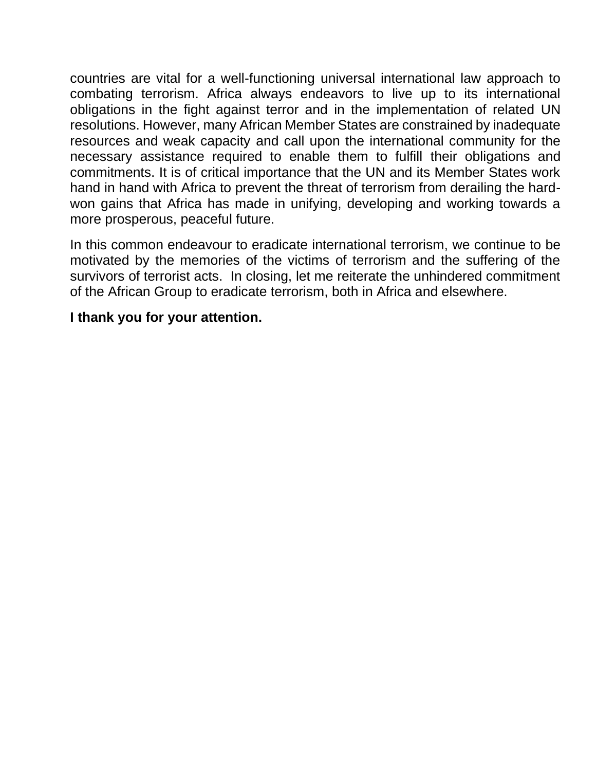countries are vital for a well-functioning universal international law approach to combating terrorism. Africa always endeavors to live up to its international obligations in the fight against terror and in the implementation of related UN resolutions. However, many African Member States are constrained by inadequate resources and weak capacity and call upon the international community for the necessary assistance required to enable them to fulfill their obligations and commitments. It is of critical importance that the UN and its Member States work hand in hand with Africa to prevent the threat of terrorism from derailing the hard-won gains that Africa has made in unifying, developing and working towards a more prosperous, peaceful future.

In this common endeavour to eradicate international terrorism, we continue to be motivated by the memories of the victims of terrorism and the suffering of the survivors of terrorist acts. In closing, let me reiterate the unhindered commitment of the African Group to eradicate terrorism, both in Africa and elsewhere.

**I thank you for your attention.**